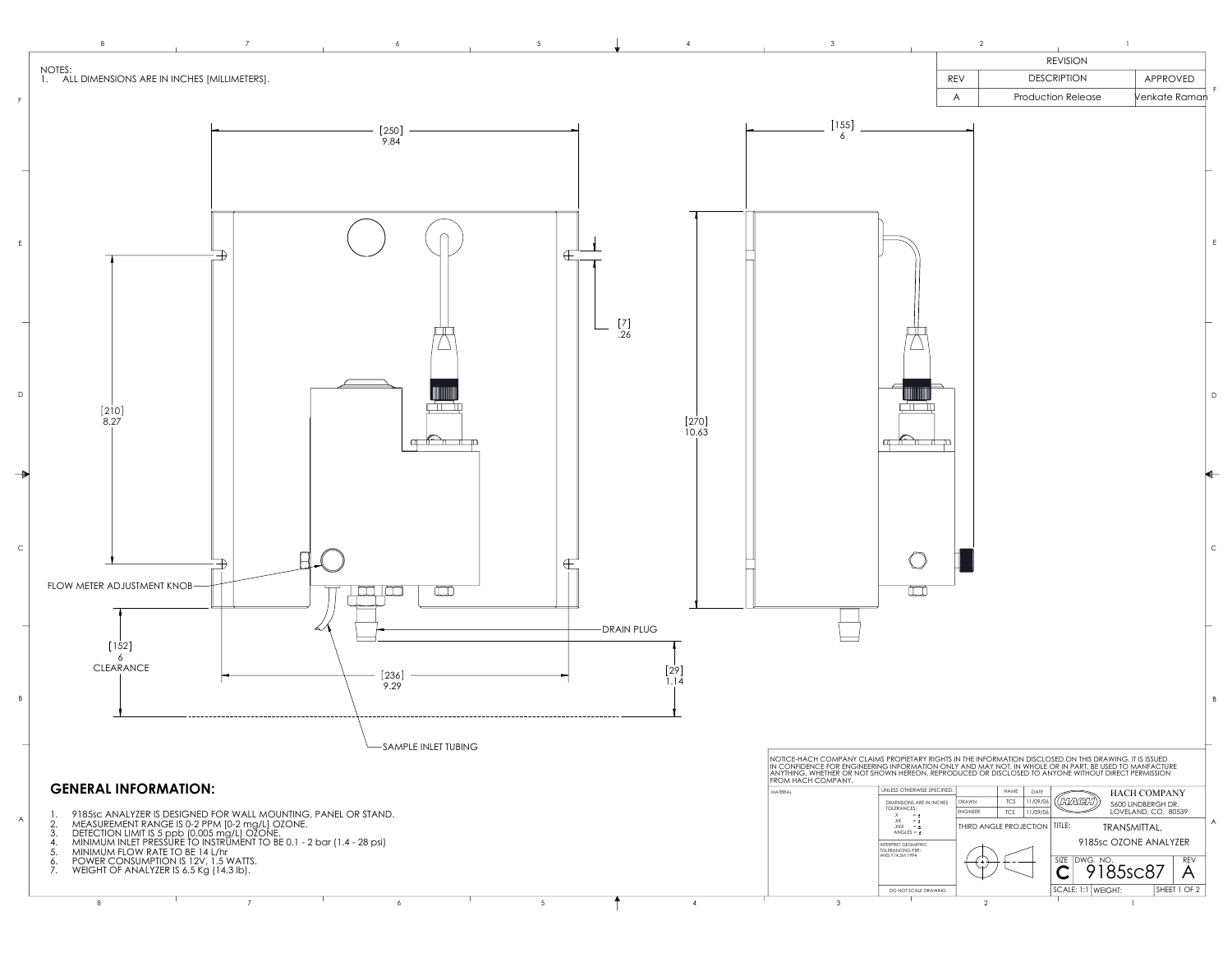NOTES:
1. ALL DIMENSIONS ARE IN INCHES [MILLIMETERS].

| REVISION | | |
|---|---|---|
| REV | DESCRIPTION | APPROVED |
| A | Production Release | Venkate Raman |

[250] 9.84

[155] 6

[7] .26

[210] 8.27

[270] 10.63

FLOW METER ADJUSTMENT KNOB

DRAIN PLUG

[152] 6 CLEARANCE

[236] 9.29

[29] 1.14

SAMPLE INLET TUBING

## GENERAL INFORMATION:

1. 9185sc ANALYZER IS DESIGNED FOR WALL MOUNTING, PANEL OR STAND.
2. MEASUREMENT RANGE IS 0-2 PPM [0-2 mg/L] OZONE.
3. DETECTION LIMIT IS 5 ppb (0.005 mg/L) OZONE.
4. MINIMUM INLET PRESSURE TO INSTRUMENT TO BE 0.1 - 2 bar (1.4 - 28 psi)
5. MINIMUM FLOW RATE TO BE 14 L/hr
6. POWER CONSUMPTION IS 12V, 1.5 WATTS.
7. WEIGHT OF ANALYZER IS 6.5 Kg (14.3 lb).

NOTICE-HACH COMPANY CLAIMS PROPIETARY RIGHTS IN THE INFORMATION DISCLOSED ON THIS DRAWING. IT IS ISSUED IN CONFIDENCE FOR ENGINEERING INFORMATION ONLY AND MAY NOT, IN WHOLE OR IN PART, BE USED TO MANFACTURE ANYTHING, WHETHER OR NOT SHOWN HEREON, REPRODUCED OR DISCLOSED TO ANYONE WITHOUT DIRECT PERMISSION FROM HACH COMPANY.

MATERIAL

UNLESS OTHERWISE SPECIFIED:
DIMENSIONS ARE IN INCHES
TOLERANCES:
.X = ±
.XX = ±
.XXX = ±
ANGLES = ±

INTERPRET GEOMETRIC TOLERANCING PER: ANSI Y14.5M 1994

DO NOT SCALE DRAWING

| | NAME | DATE |
|---|---|---|
| DRAWN | TCS | 11/09/06 |
| ENGINEER | TCS | 11/09/06 |

THIRD ANGLE PROJECTION

HACH COMPANY
5600 LINDBERGH DR.
LOVELAND, CO. 80539

TITLE: TRANSMITTAL, 9185sc OZONE ANALYZER

SIZE C | DWG. NO. 9185sc87 | REV A

SCALE: 1:1 | WEIGHT: | SHEET 1 OF 2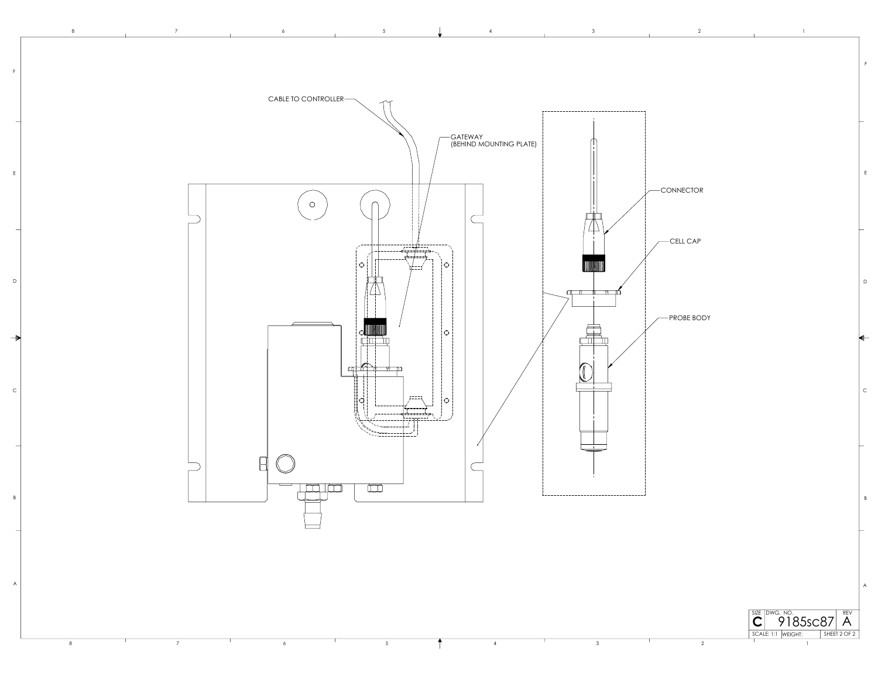CABLE TO CONTROLLER

GATEWAY
(BEHIND MOUNTING PLATE)

CONNECTOR

CELL CAP

PROBE BODY

| SIZE | DWG. NO. | REV |
| --- | --- | --- |
| C | 9185sc87 | A |
| SCALE: 1:1 | WEIGHT: | SHEET 2 OF 2 |